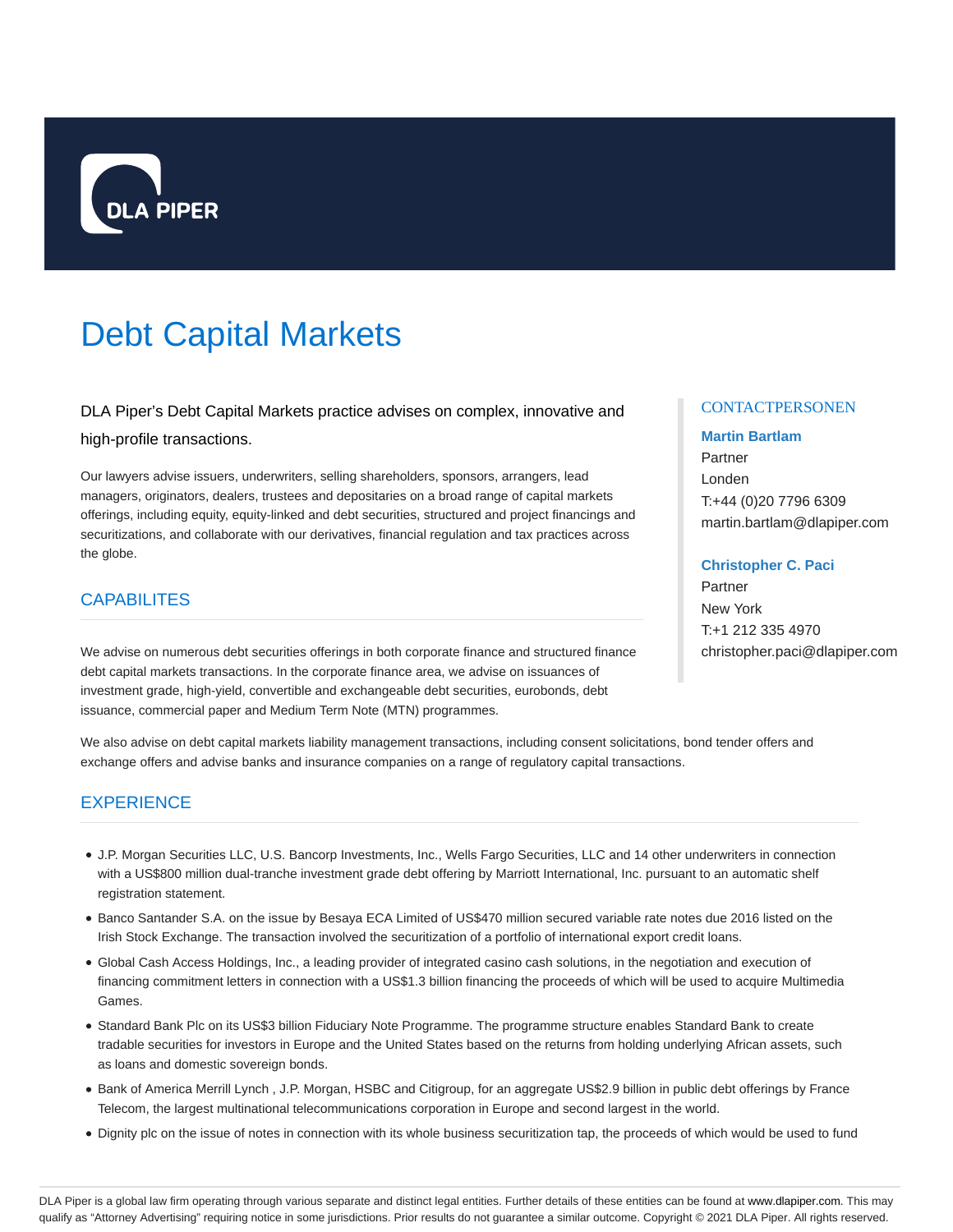# Debt Capital Markets

DLA Piper's Debt Capital Markets practice advises on complex, innovative and high-profile transactions.

Our lawyers advise issuers, underwriters, selling shareholders, sponsors, arrangers, lead managers, originators, dealers, trustees and depositaries on a broad range of capital markets offerings, including equity, equity-linked and debt securities, structured and project financings and securitizations, and collaborate with our derivatives, financial regulation and tax practices across the globe.

### CONTACTPERSONEN

**Martin Bartlam**
Partner
Londen
T:+44 (0)20 7796 6309
martin.bartlam@dlapiper.com

**Christopher C. Paci**
Partner
New York
T:+1 212 335 4970
christopher.paci@dlapiper.com

## CAPABILITES

We advise on numerous debt securities offerings in both corporate finance and structured finance debt capital markets transactions. In the corporate finance area, we advise on issuances of investment grade, high-yield, convertible and exchangeable debt securities, eurobonds, debt issuance, commercial paper and Medium Term Note (MTN) programmes.

We also advise on debt capital markets liability management transactions, including consent solicitations, bond tender offers and exchange offers and advise banks and insurance companies on a range of regulatory capital transactions.

## EXPERIENCE

- J.P. Morgan Securities LLC, U.S. Bancorp Investments, Inc., Wells Fargo Securities, LLC and 14 other underwriters in connection with a US$800 million dual-tranche investment grade debt offering by Marriott International, Inc. pursuant to an automatic shelf registration statement.
- Banco Santander S.A. on the issue by Besaya ECA Limited of US$470 million secured variable rate notes due 2016 listed on the Irish Stock Exchange. The transaction involved the securitization of a portfolio of international export credit loans.
- Global Cash Access Holdings, Inc., a leading provider of integrated casino cash solutions, in the negotiation and execution of financing commitment letters in connection with a US$1.3 billion financing the proceeds of which will be used to acquire Multimedia Games.
- Standard Bank Plc on its US$3 billion Fiduciary Note Programme. The programme structure enables Standard Bank to create tradable securities for investors in Europe and the United States based on the returns from holding underlying African assets, such as loans and domestic sovereign bonds.
- Bank of America Merrill Lynch , J.P. Morgan, HSBC and Citigroup, for an aggregate US$2.9 billion in public debt offerings by France Telecom, the largest multinational telecommunications corporation in Europe and second largest in the world.
- Dignity plc on the issue of notes in connection with its whole business securitization tap, the proceeds of which would be used to fund

DLA Piper is a global law firm operating through various separate and distinct legal entities. Further details of these entities can be found at www.dlapiper.com. This may qualify as "Attorney Advertising" requiring notice in some jurisdictions. Prior results do not guarantee a similar outcome. Copyright © 2021 DLA Piper. All rights reserved.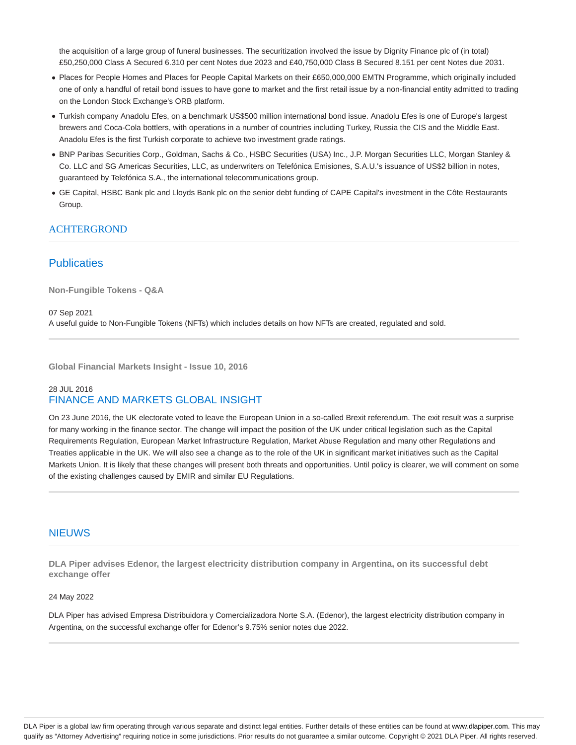the acquisition of a large group of funeral businesses. The securitization involved the issue by Dignity Finance plc of (in total) £50,250,000 Class A Secured 6.310 per cent Notes due 2023 and £40,750,000 Class B Secured 8.151 per cent Notes due 2031.

- Places for People Homes and Places for People Capital Markets on their £650,000,000 EMTN Programme, which originally included one of only a handful of retail bond issues to have gone to market and the first retail issue by a non-financial entity admitted to trading on the London Stock Exchange's ORB platform.
- Turkish company Anadolu Efes, on a benchmark US$500 million international bond issue. Anadolu Efes is one of Europe's largest brewers and Coca-Cola bottlers, with operations in a number of countries including Turkey, Russia the CIS and the Middle East. Anadolu Efes is the first Turkish corporate to achieve two investment grade ratings.
- BNP Paribas Securities Corp., Goldman, Sachs & Co., HSBC Securities (USA) Inc., J.P. Morgan Securities LLC, Morgan Stanley & Co. LLC and SG Americas Securities, LLC, as underwriters on Telefónica Emisiones, S.A.U.'s issuance of US$2 billion in notes, guaranteed by Telefónica S.A., the international telecommunications group.
- GE Capital, HSBC Bank plc and Lloyds Bank plc on the senior debt funding of CAPE Capital's investment in the Côte Restaurants Group.

## ACHTERGROND

## Publicaties

**Non-Fungible Tokens - Q&A**

07 Sep 2021

A useful guide to Non-Fungible Tokens (NFTs) which includes details on how NFTs are created, regulated and sold.

**Global Financial Markets Insight - Issue 10, 2016**

28 JUL 2016

FINANCE AND MARKETS GLOBAL INSIGHT

On 23 June 2016, the UK electorate voted to leave the European Union in a so-called Brexit referendum. The exit result was a surprise for many working in the finance sector. The change will impact the position of the UK under critical legislation such as the Capital Requirements Regulation, European Market Infrastructure Regulation, Market Abuse Regulation and many other Regulations and Treaties applicable in the UK. We will also see a change as to the role of the UK in significant market initiatives such as the Capital Markets Union. It is likely that these changes will present both threats and opportunities. Until policy is clearer, we will comment on some of the existing challenges caused by EMIR and similar EU Regulations.

## NIEUWS

**DLA Piper advises Edenor, the largest electricity distribution company in Argentina, on its successful debt exchange offer**

24 May 2022

DLA Piper has advised Empresa Distribuidora y Comercializadora Norte S.A. (Edenor), the largest electricity distribution company in Argentina, on the successful exchange offer for Edenor's 9.75% senior notes due 2022.

DLA Piper is a global law firm operating through various separate and distinct legal entities. Further details of these entities can be found at www.dlapiper.com. This may qualify as "Attorney Advertising" requiring notice in some jurisdictions. Prior results do not guarantee a similar outcome. Copyright © 2021 DLA Piper. All rights reserved.